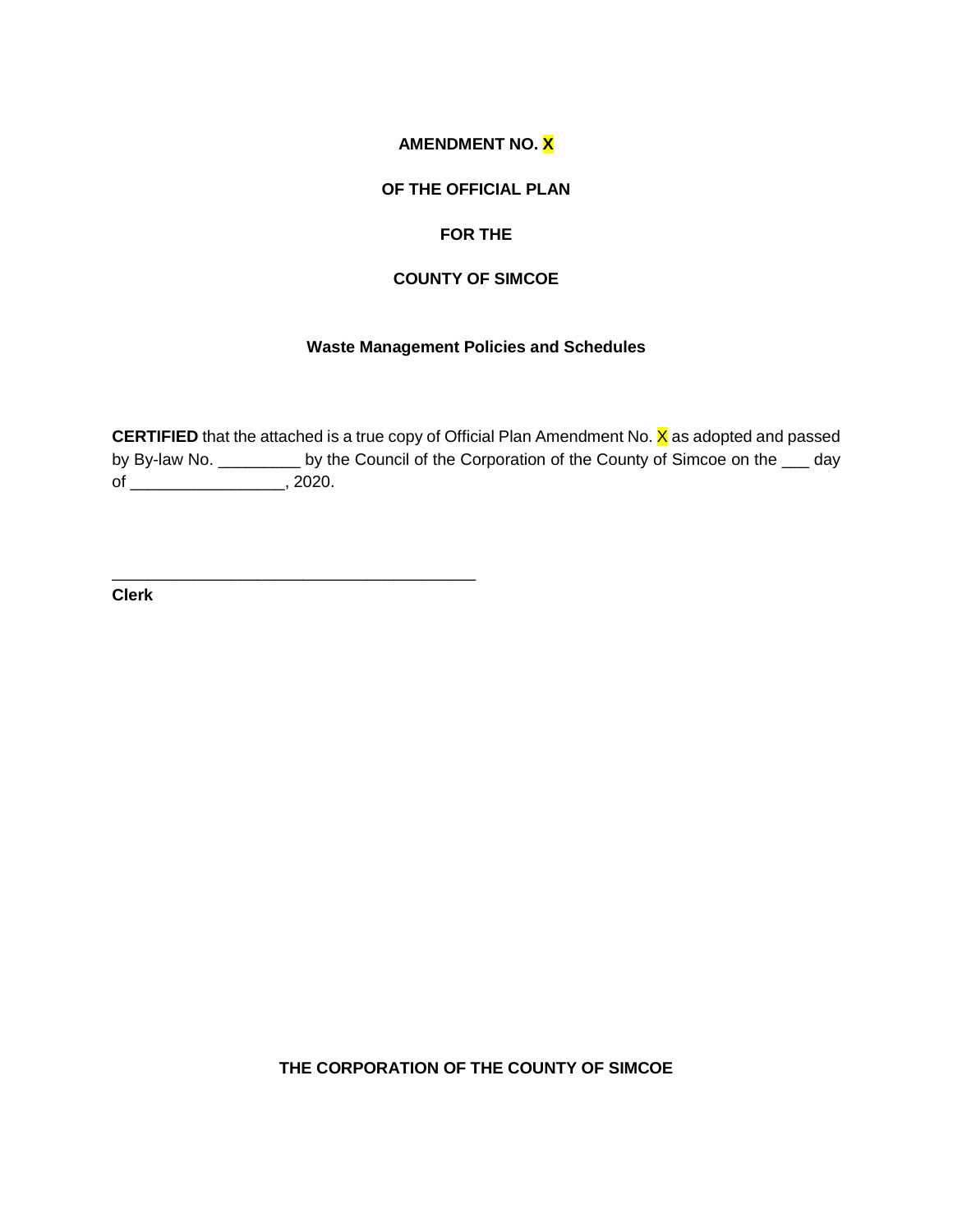**AMENDMENT NO. X**

**OF THE OFFICIAL PLAN**

**FOR THE**

**COUNTY OF SIMCOE**

**Waste Management Policies and Schedules**

**CERTIFIED** that the attached is a true copy of Official Plan Amendment No. X as adopted and passed by By-law No. _________ by the Council of the Corporation of the County of Simcoe on the ___ day of _________________, 2020.

_________________________________________

**Clerk**

**THE CORPORATION OF THE COUNTY OF SIMCOE**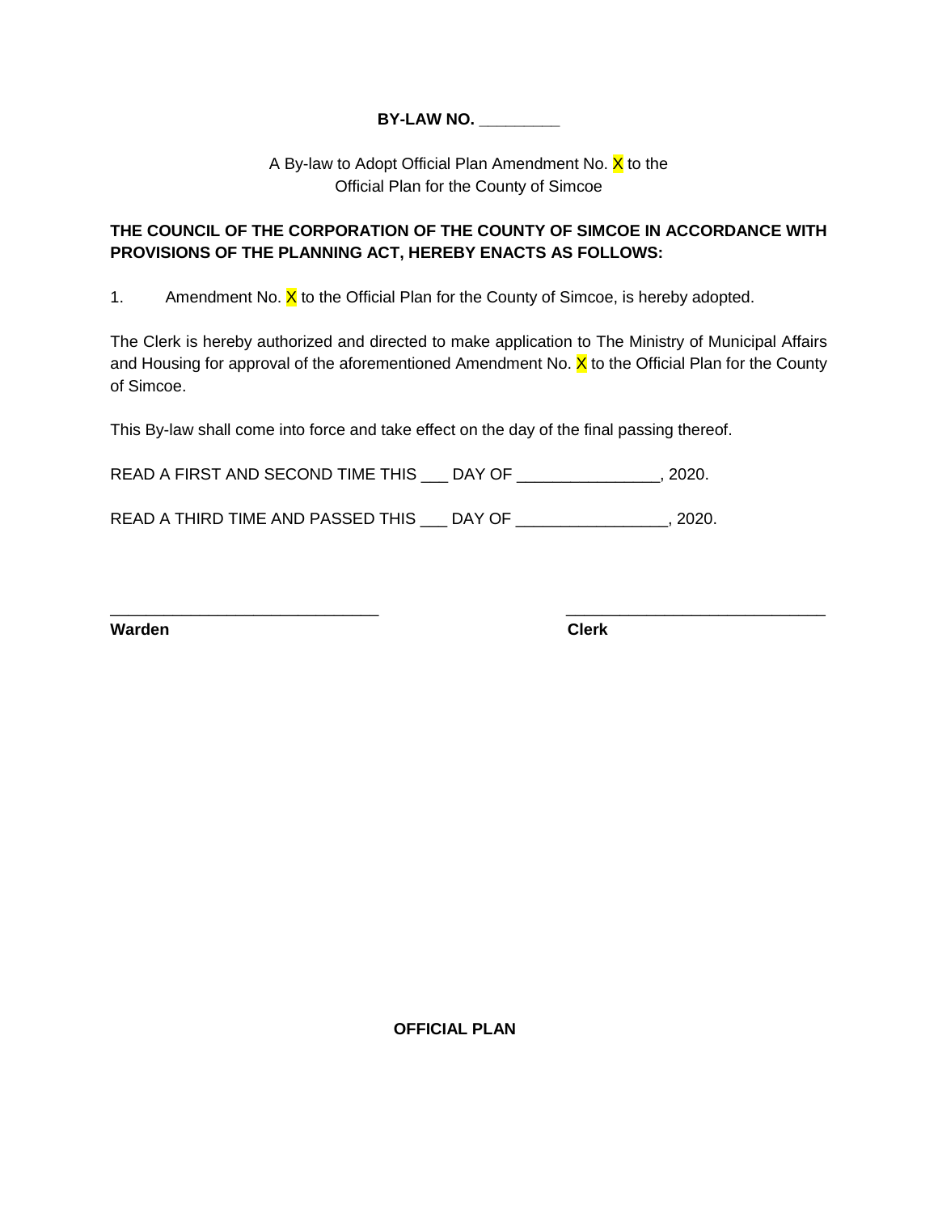**BY-LAW NO. _________**

A By-law to Adopt Official Plan Amendment No. X to the
Official Plan for the County of Simcoe

**THE COUNCIL OF THE CORPORATION OF THE COUNTY OF SIMCOE IN ACCORDANCE WITH PROVISIONS OF THE PLANNING ACT, HEREBY ENACTS AS FOLLOWS:**

1. Amendment No. X to the Official Plan for the County of Simcoe, is hereby adopted.

The Clerk is hereby authorized and directed to make application to The Ministry of Municipal Affairs and Housing for approval of the aforementioned Amendment No. X to the Official Plan for the County of Simcoe.

This By-law shall come into force and take effect on the day of the final passing thereof.

READ A FIRST AND SECOND TIME THIS ___ DAY OF ________________, 2020.

READ A THIRD TIME AND PASSED THIS ___ DAY OF _________________, 2020.

______________________________ ______________________________
**Warden** **Clerk**

**OFFICIAL PLAN**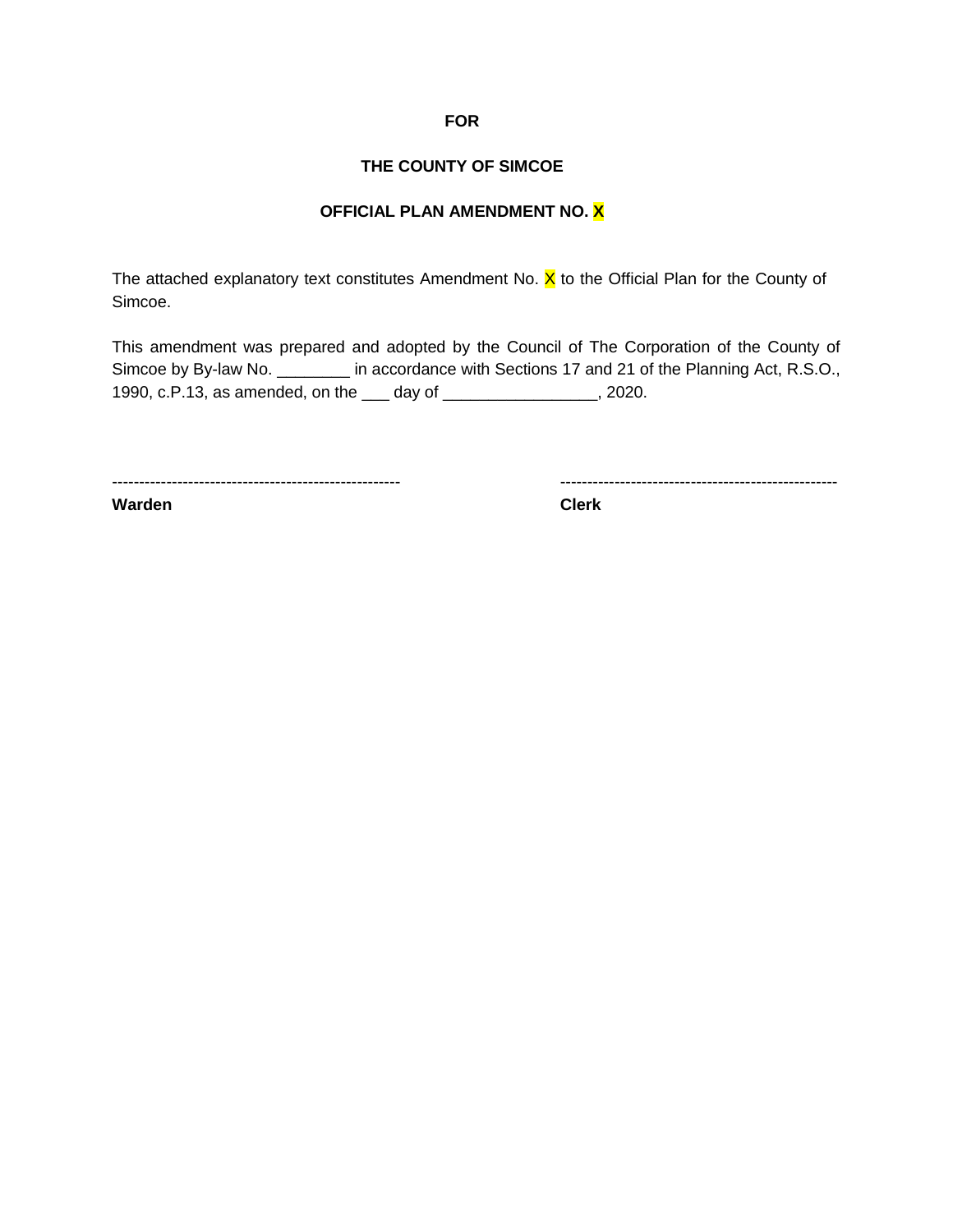**FOR**

**THE COUNTY OF SIMCOE**

**OFFICIAL PLAN AMENDMENT NO. X**

The attached explanatory text constitutes Amendment No. X to the Official Plan for the County of Simcoe.

This amendment was prepared and adopted by the Council of The Corporation of the County of Simcoe by By-law No. ________ in accordance with Sections 17 and 21 of the Planning Act, R.S.O., 1990, c.P.13, as amended, on the ___ day of _________________, 2020.

| ----------------------------------------------------- | --------------------------------------------------- |
|---|---|
| **Warden** | **Clerk** |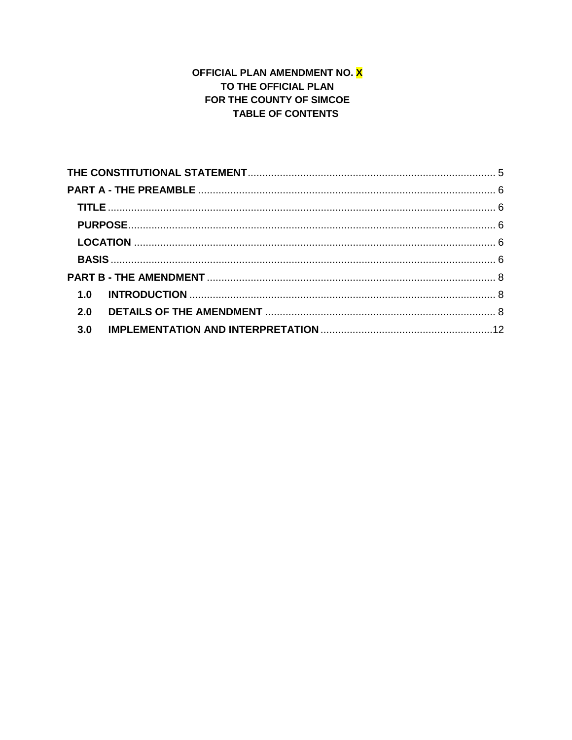**OFFICIAL PLAN AMENDMENT NO. X**
**TO THE OFFICIAL PLAN**
**FOR THE COUNTY OF SIMCOE**
**TABLE OF CONTENTS**

**THE CONSTITUTIONAL STATEMENT** .................................................. 5

**PART A - THE PREAMBLE** .................................................. 6

- **TITLE** .................................................. 6
- **PURPOSE** .................................................. 6
- **LOCATION** .................................................. 6
- **BASIS** .................................................. 6

**PART B - THE AMENDMENT** .................................................. 8

- **1.0 INTRODUCTION** .................................................. 8
- **2.0 DETAILS OF THE AMENDMENT** .................................................. 8
- **3.0 IMPLEMENTATION AND INTERPRETATION** .................................................. 12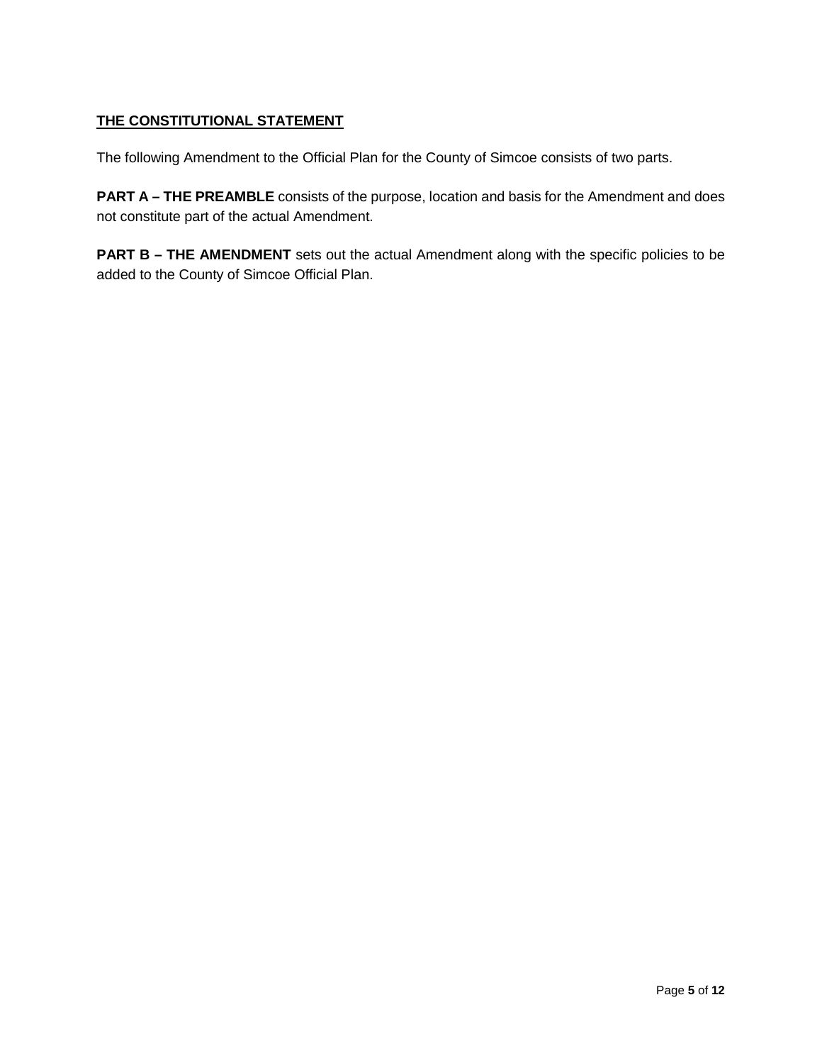## THE CONSTITUTIONAL STATEMENT

The following Amendment to the Official Plan for the County of Simcoe consists of two parts.

**PART A – THE PREAMBLE** consists of the purpose, location and basis for the Amendment and does not constitute part of the actual Amendment.

**PART B – THE AMENDMENT** sets out the actual Amendment along with the specific policies to be added to the County of Simcoe Official Plan.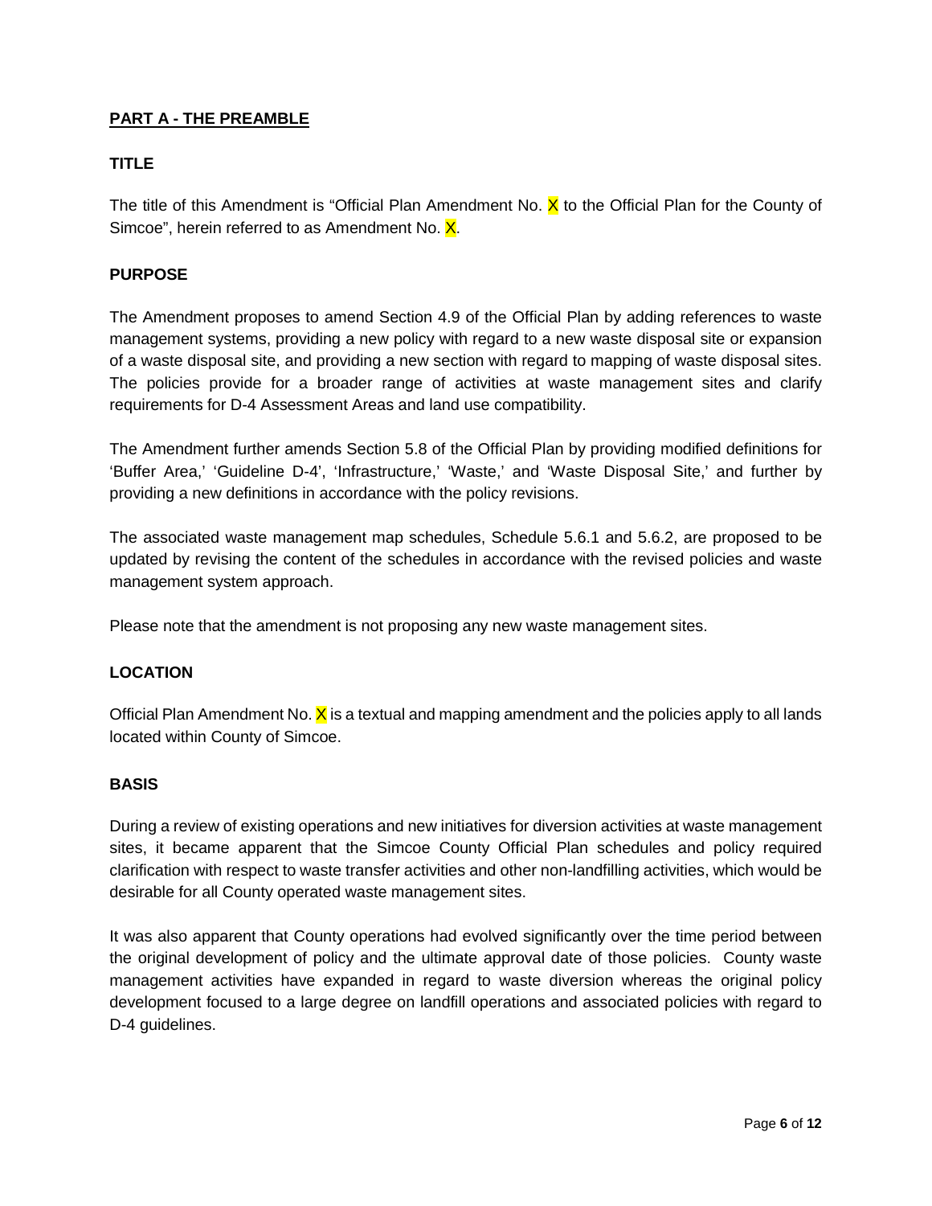## PART A - THE PREAMBLE

### TITLE

The title of this Amendment is "Official Plan Amendment No. X to the Official Plan for the County of Simcoe", herein referred to as Amendment No. X.

### PURPOSE

The Amendment proposes to amend Section 4.9 of the Official Plan by adding references to waste management systems, providing a new policy with regard to a new waste disposal site or expansion of a waste disposal site, and providing a new section with regard to mapping of waste disposal sites. The policies provide for a broader range of activities at waste management sites and clarify requirements for D-4 Assessment Areas and land use compatibility.

The Amendment further amends Section 5.8 of the Official Plan by providing modified definitions for 'Buffer Area,' 'Guideline D-4', 'Infrastructure,' 'Waste,' and 'Waste Disposal Site,' and further by providing a new definitions in accordance with the policy revisions.

The associated waste management map schedules, Schedule 5.6.1 and 5.6.2, are proposed to be updated by revising the content of the schedules in accordance with the revised policies and waste management system approach.

Please note that the amendment is not proposing any new waste management sites.

### LOCATION

Official Plan Amendment No. X is a textual and mapping amendment and the policies apply to all lands located within County of Simcoe.

### BASIS

During a review of existing operations and new initiatives for diversion activities at waste management sites, it became apparent that the Simcoe County Official Plan schedules and policy required clarification with respect to waste transfer activities and other non-landfilling activities, which would be desirable for all County operated waste management sites.

It was also apparent that County operations had evolved significantly over the time period between the original development of policy and the ultimate approval date of those policies. County waste management activities have expanded in regard to waste diversion whereas the original policy development focused to a large degree on landfill operations and associated policies with regard to D-4 guidelines.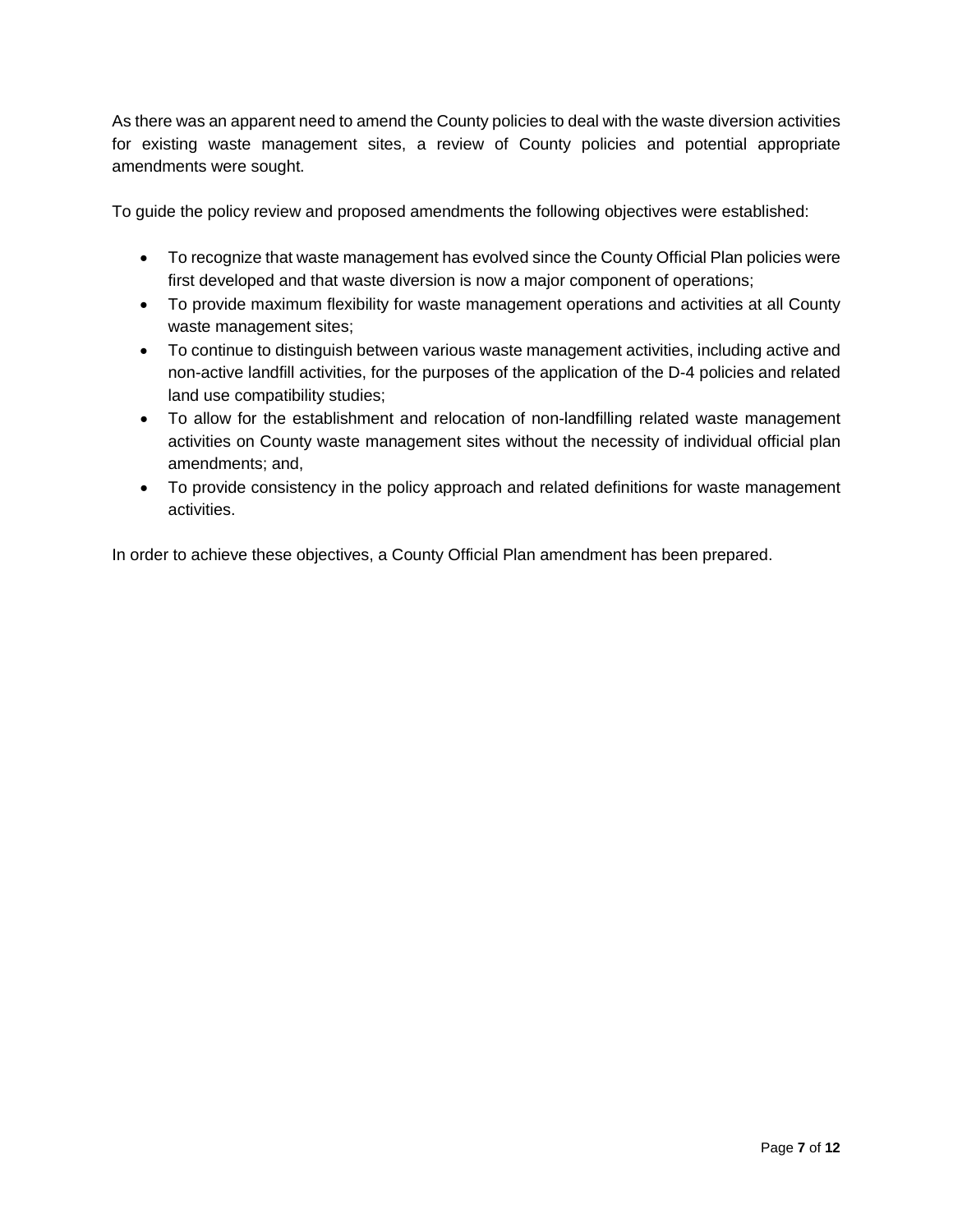As there was an apparent need to amend the County policies to deal with the waste diversion activities for existing waste management sites, a review of County policies and potential appropriate amendments were sought.

To guide the policy review and proposed amendments the following objectives were established:

- To recognize that waste management has evolved since the County Official Plan policies were first developed and that waste diversion is now a major component of operations;
- To provide maximum flexibility for waste management operations and activities at all County waste management sites;
- To continue to distinguish between various waste management activities, including active and non-active landfill activities, for the purposes of the application of the D-4 policies and related land use compatibility studies;
- To allow for the establishment and relocation of non-landfilling related waste management activities on County waste management sites without the necessity of individual official plan amendments; and,
- To provide consistency in the policy approach and related definitions for waste management activities.

In order to achieve these objectives, a County Official Plan amendment has been prepared.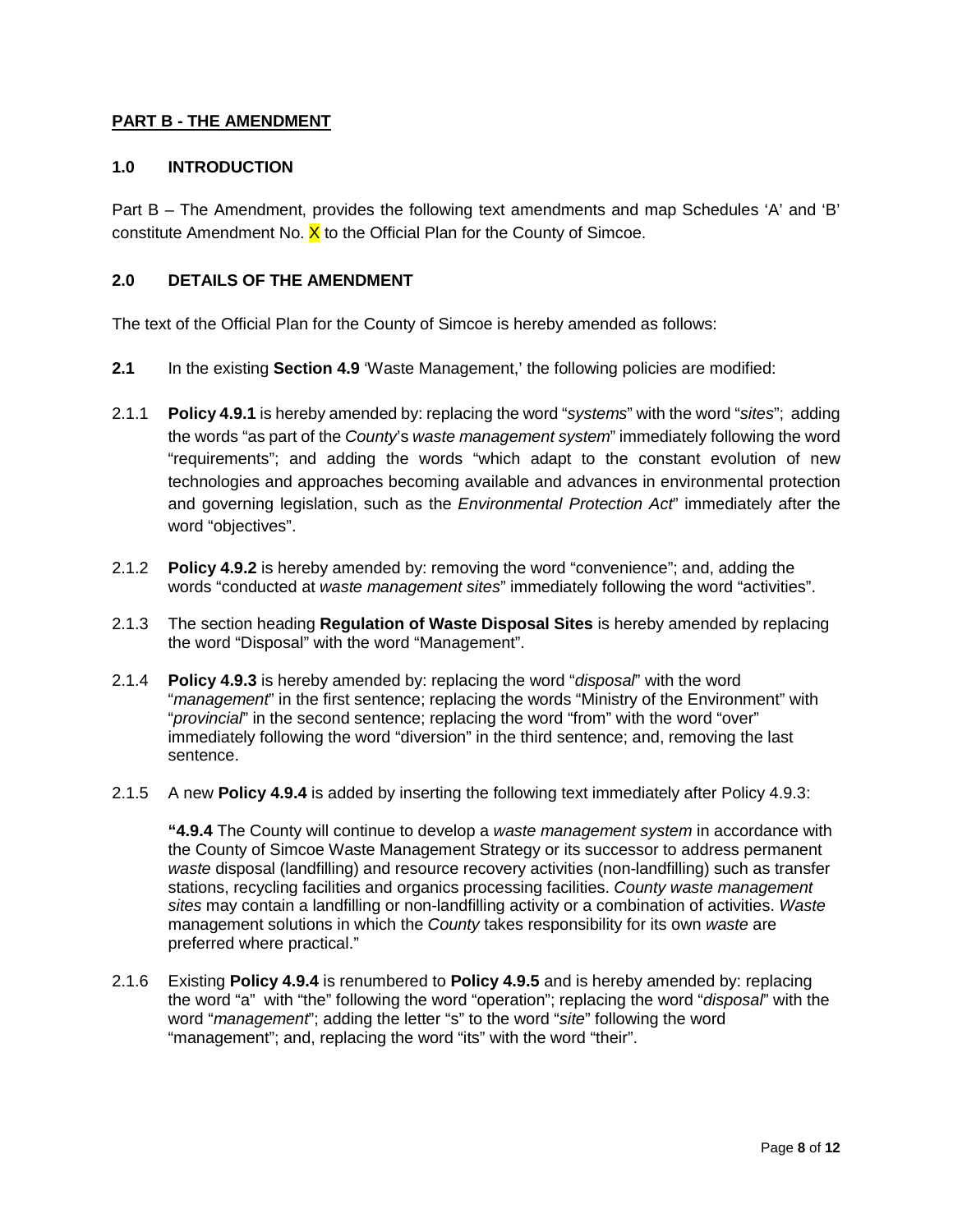## **PART B - THE AMENDMENT**

### **1.0 INTRODUCTION**

Part B – The Amendment, provides the following text amendments and map Schedules 'A' and 'B' constitute Amendment No. X to the Official Plan for the County of Simcoe.

### **2.0 DETAILS OF THE AMENDMENT**

The text of the Official Plan for the County of Simcoe is hereby amended as follows:

**2.1** In the existing **Section 4.9** 'Waste Management,' the following policies are modified:

2.1.1 **Policy 4.9.1** is hereby amended by: replacing the word "*systems*" with the word "*sites*"; adding the words "as part of the *County*'s *waste management system*" immediately following the word "requirements"; and adding the words "which adapt to the constant evolution of new technologies and approaches becoming available and advances in environmental protection and governing legislation, such as the *Environmental Protection Act*" immediately after the word "objectives".

2.1.2 **Policy 4.9.2** is hereby amended by: removing the word "convenience"; and, adding the words "conducted at *waste management sites*" immediately following the word "activities".

2.1.3 The section heading **Regulation of Waste Disposal Sites** is hereby amended by replacing the word "Disposal" with the word "Management".

2.1.4 **Policy 4.9.3** is hereby amended by: replacing the word "*disposal*" with the word "*management*" in the first sentence; replacing the words "Ministry of the Environment" with "*provincial*" in the second sentence; replacing the word "from" with the word "over" immediately following the word "diversion" in the third sentence; and, removing the last sentence.

2.1.5 A new **Policy 4.9.4** is added by inserting the following text immediately after Policy 4.9.3:

> **"4.9.4** The County will continue to develop a *waste management system* in accordance with the County of Simcoe Waste Management Strategy or its successor to address permanent *waste* disposal (landfilling) and resource recovery activities (non-landfilling) such as transfer stations, recycling facilities and organics processing facilities. *County waste management sites* may contain a landfilling or non-landfilling activity or a combination of activities. *Waste* management solutions in which the *County* takes responsibility for its own *waste* are preferred where practical."

2.1.6 Existing **Policy 4.9.4** is renumbered to **Policy 4.9.5** and is hereby amended by: replacing the word "a" with "the" following the word "operation"; replacing the word "*disposal*" with the word "*management*"; adding the letter "s" to the word "*site*" following the word "management"; and, replacing the word "its" with the word "their".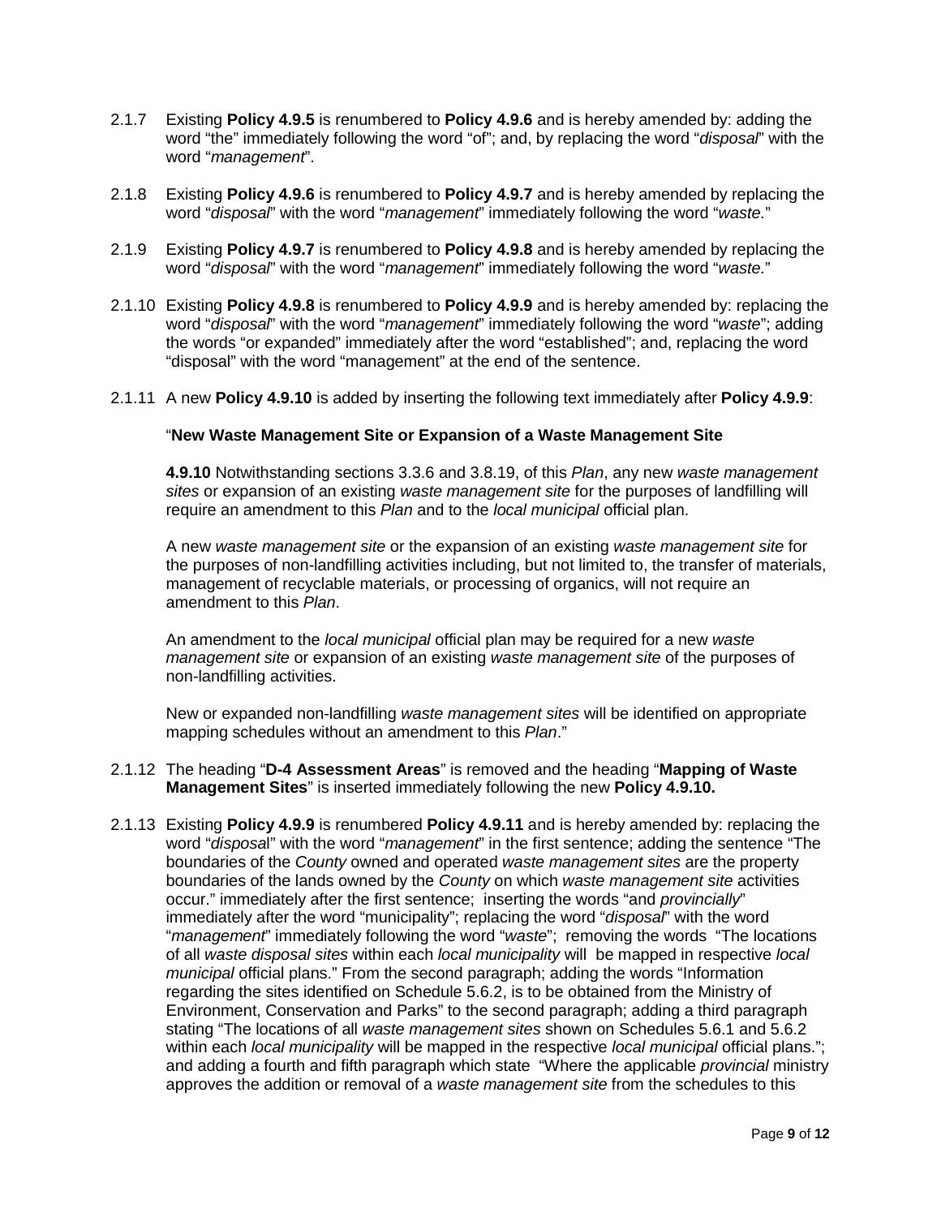2.1.7 Existing **Policy 4.9.5** is renumbered to **Policy 4.9.6** and is hereby amended by: adding the word "the" immediately following the word "of"; and, by replacing the word "*disposal*" with the word "*management*".

2.1.8 Existing **Policy 4.9.6** is renumbered to **Policy 4.9.7** and is hereby amended by replacing the word "*disposal*" with the word "*management*" immediately following the word "*waste.*"

2.1.9 Existing **Policy 4.9.7** is renumbered to **Policy 4.9.8** and is hereby amended by replacing the word "*disposal*" with the word "*management*" immediately following the word "*waste.*"

2.1.10 Existing **Policy 4.9.8** is renumbered to **Policy 4.9.9** and is hereby amended by: replacing the word "*disposal*" with the word "*management*" immediately following the word "*waste*"; adding the words "or expanded" immediately after the word "established"; and, replacing the word "disposal" with the word "management" at the end of the sentence.

2.1.11 A new **Policy 4.9.10** is added by inserting the following text immediately after **Policy 4.9.9**:

"**New Waste Management Site or Expansion of a Waste Management Site**

**4.9.10** Notwithstanding sections 3.3.6 and 3.8.19, of this *Plan*, any new *waste management sites* or expansion of an existing *waste management site* for the purposes of landfilling will require an amendment to this *Plan* and to the *local municipal* official plan.

A new *waste management site* or the expansion of an existing *waste management site* for the purposes of non-landfilling activities including, but not limited to, the transfer of materials, management of recyclable materials, or processing of organics, will not require an amendment to this *Plan*.

An amendment to the *local municipal* official plan may be required for a new *waste management site* or expansion of an existing *waste management site* of the purposes of non-landfilling activities.

New or expanded non-landfilling *waste management sites* will be identified on appropriate mapping schedules without an amendment to this *Plan*."

2.1.12 The heading "**D-4 Assessment Areas**" is removed and the heading "**Mapping of Waste Management Sites**" is inserted immediately following the new **Policy 4.9.10.**

2.1.13 Existing **Policy 4.9.9** is renumbered **Policy 4.9.11** and is hereby amended by: replacing the word "*disposal*" with the word "*management*" in the first sentence; adding the sentence "The boundaries of the *County* owned and operated *waste management sites* are the property boundaries of the lands owned by the *County* on which *waste management site* activities occur." immediately after the first sentence; inserting the words "and *provincially*" immediately after the word "municipality"; replacing the word "*disposal*" with the word "*management*" immediately following the word "*waste*"; removing the words "The locations of all *waste disposal sites* within each *local municipality* will be mapped in respective *local municipal* official plans." From the second paragraph; adding the words "Information regarding the sites identified on Schedule 5.6.2, is to be obtained from the Ministry of Environment, Conservation and Parks" to the second paragraph; adding a third paragraph stating "The locations of all *waste management sites* shown on Schedules 5.6.1 and 5.6.2 within each *local municipality* will be mapped in the respective *local municipal* official plans."; and adding a fourth and fifth paragraph which state "Where the applicable *provincial* ministry approves the addition or removal of a *waste management site* from the schedules to this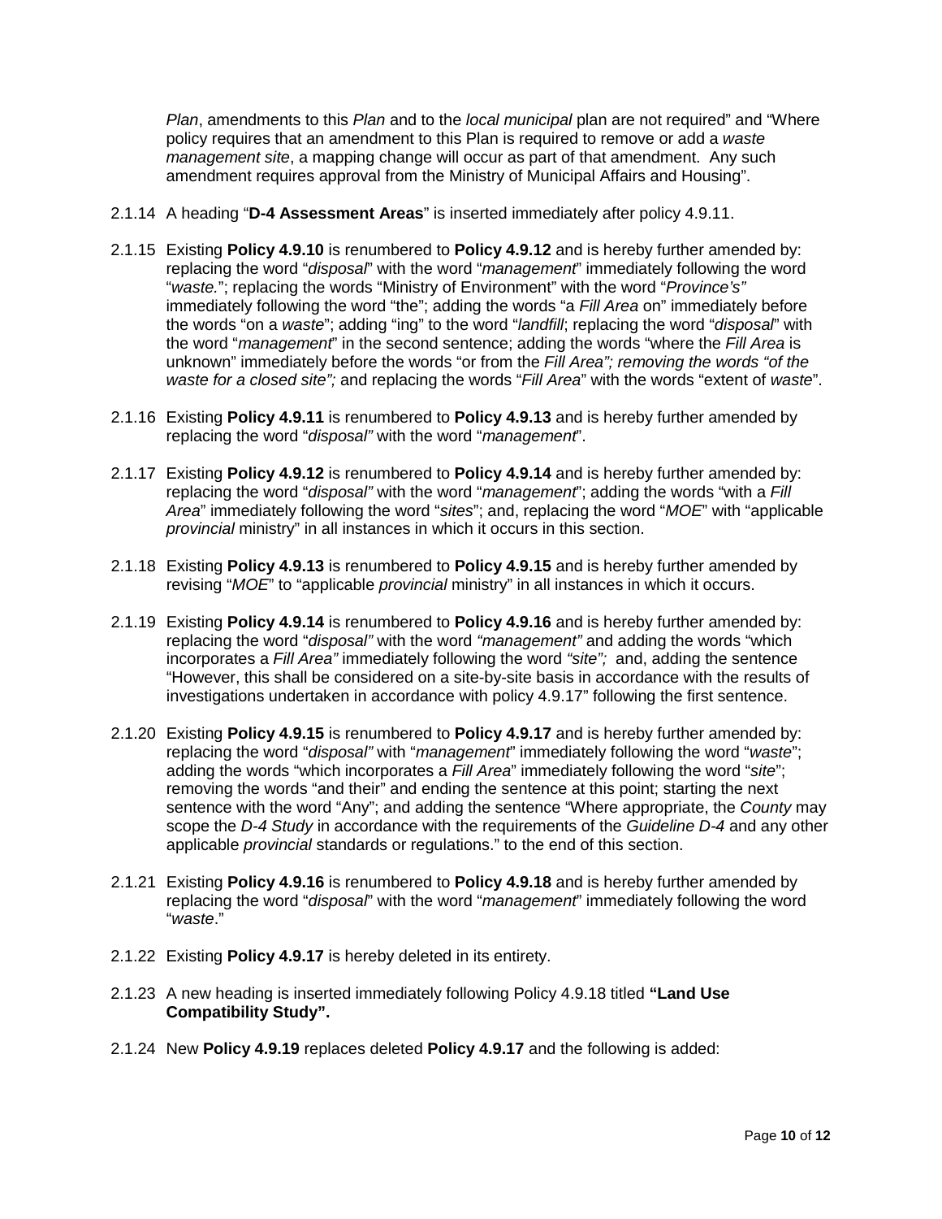*Plan*, amendments to this *Plan* and to the *local municipal* plan are not required" and "Where policy requires that an amendment to this Plan is required to remove or add a *waste management site*, a mapping change will occur as part of that amendment. Any such amendment requires approval from the Ministry of Municipal Affairs and Housing".

2.1.14 A heading "**D-4 Assessment Areas**" is inserted immediately after policy 4.9.11.

2.1.15 Existing **Policy 4.9.10** is renumbered to **Policy 4.9.12** and is hereby further amended by: replacing the word "*disposal*" with the word "*management*" immediately following the word "*waste.*"; replacing the words "Ministry of Environment" with the word "*Province's"* immediately following the word "the"; adding the words "a *Fill Area* on" immediately before the words "on a *waste*"; adding "ing" to the word "*landfill*; replacing the word "*disposal*" with the word "*management*" in the second sentence; adding the words "where the *Fill Area* is unknown" immediately before the words "or from the *Fill Area"; removing the words "of the waste for a closed site";* and replacing the words "*Fill Area*" with the words "extent of *waste*".

2.1.16 Existing **Policy 4.9.11** is renumbered to **Policy 4.9.13** and is hereby further amended by replacing the word "*disposal"* with the word "*management*".

2.1.17 Existing **Policy 4.9.12** is renumbered to **Policy 4.9.14** and is hereby further amended by: replacing the word "*disposal"* with the word "*management*"; adding the words "with a *Fill Area*" immediately following the word "*sites*"; and, replacing the word "*MOE*" with "applicable *provincial* ministry" in all instances in which it occurs in this section.

2.1.18 Existing **Policy 4.9.13** is renumbered to **Policy 4.9.15** and is hereby further amended by revising "*MOE*" to "applicable *provincial* ministry" in all instances in which it occurs.

2.1.19 Existing **Policy 4.9.14** is renumbered to **Policy 4.9.16** and is hereby further amended by: replacing the word "*disposal"* with the word *"management"* and adding the words "which incorporates a *Fill Area"* immediately following the word *"site";* and, adding the sentence "However, this shall be considered on a site-by-site basis in accordance with the results of investigations undertaken in accordance with policy 4.9.17" following the first sentence.

2.1.20 Existing **Policy 4.9.15** is renumbered to **Policy 4.9.17** and is hereby further amended by: replacing the word "*disposal"* with "*management*" immediately following the word "*waste*"; adding the words "which incorporates a *Fill Area*" immediately following the word "*site*"; removing the words "and their" and ending the sentence at this point; starting the next sentence with the word "Any"; and adding the sentence "Where appropriate, the *County* may scope the *D-4 Study* in accordance with the requirements of the *Guideline D-4* and any other applicable *provincial* standards or regulations." to the end of this section.

2.1.21 Existing **Policy 4.9.16** is renumbered to **Policy 4.9.18** and is hereby further amended by replacing the word "*disposal*" with the word "*management*" immediately following the word "*waste*."

2.1.22 Existing **Policy 4.9.17** is hereby deleted in its entirety.

2.1.23 A new heading is inserted immediately following Policy 4.9.18 titled **"Land Use Compatibility Study".**

2.1.24 New **Policy 4.9.19** replaces deleted **Policy 4.9.17** and the following is added: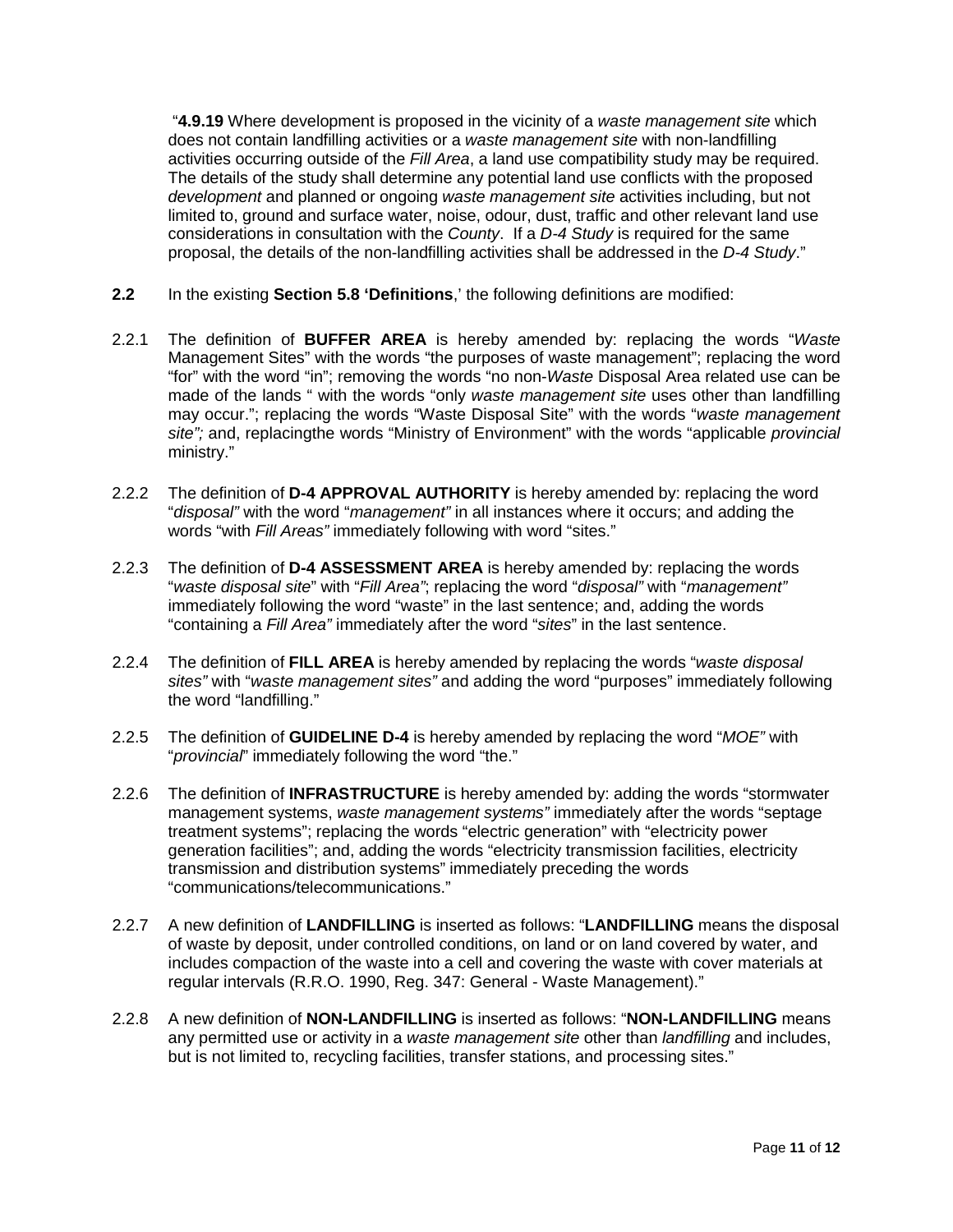"**4.9.19** Where development is proposed in the vicinity of a *waste management site* which does not contain landfilling activities or a *waste management site* with non-landfilling activities occurring outside of the *Fill Area*, a land use compatibility study may be required. The details of the study shall determine any potential land use conflicts with the proposed *development* and planned or ongoing *waste management site* activities including, but not limited to, ground and surface water, noise, odour, dust, traffic and other relevant land use considerations in consultation with the *County*. If a *D-4 Study* is required for the same proposal, the details of the non-landfilling activities shall be addressed in the *D-4 Study*."

**2.2** In the existing **Section 5.8 'Definitions**,' the following definitions are modified:

2.2.1 The definition of **BUFFER AREA** is hereby amended by: replacing the words "*Waste* Management Sites" with the words "the purposes of waste management"; replacing the word "for" with the word "in"; removing the words "no non-*Waste* Disposal Area related use can be made of the lands " with the words "only *waste management site* uses other than landfilling may occur."; replacing the words "Waste Disposal Site" with the words "*waste management site";* and, replacingthe words "Ministry of Environment" with the words "applicable *provincial* ministry."

2.2.2 The definition of **D-4 APPROVAL AUTHORITY** is hereby amended by: replacing the word "*disposal"* with the word "*management"* in all instances where it occurs; and adding the words "with *Fill Areas"* immediately following with word "sites."

2.2.3 The definition of **D-4 ASSESSMENT AREA** is hereby amended by: replacing the words "*waste disposal site*" with "*Fill Area"*; replacing the word "*disposal"* with "*management"* immediately following the word "waste" in the last sentence; and, adding the words "containing a *Fill Area"* immediately after the word "*sites*" in the last sentence.

2.2.4 The definition of **FILL AREA** is hereby amended by replacing the words "*waste disposal sites"* with "*waste management sites"* and adding the word "purposes" immediately following the word "landfilling."

2.2.5 The definition of **GUIDELINE D-4** is hereby amended by replacing the word "*MOE"* with "*provincial*" immediately following the word "the."

2.2.6 The definition of **INFRASTRUCTURE** is hereby amended by: adding the words "stormwater management systems, *waste management systems"* immediately after the words "septage treatment systems"; replacing the words "electric generation" with "electricity power generation facilities"; and, adding the words "electricity transmission facilities, electricity transmission and distribution systems" immediately preceding the words "communications/telecommunications."

2.2.7 A new definition of **LANDFILLING** is inserted as follows: "**LANDFILLING** means the disposal of waste by deposit, under controlled conditions, on land or on land covered by water, and includes compaction of the waste into a cell and covering the waste with cover materials at regular intervals (R.R.O. 1990, Reg. 347: General - Waste Management)."

2.2.8 A new definition of **NON-LANDFILLING** is inserted as follows: "**NON-LANDFILLING** means any permitted use or activity in a *waste management site* other than *landfilling* and includes, but is not limited to, recycling facilities, transfer stations, and processing sites."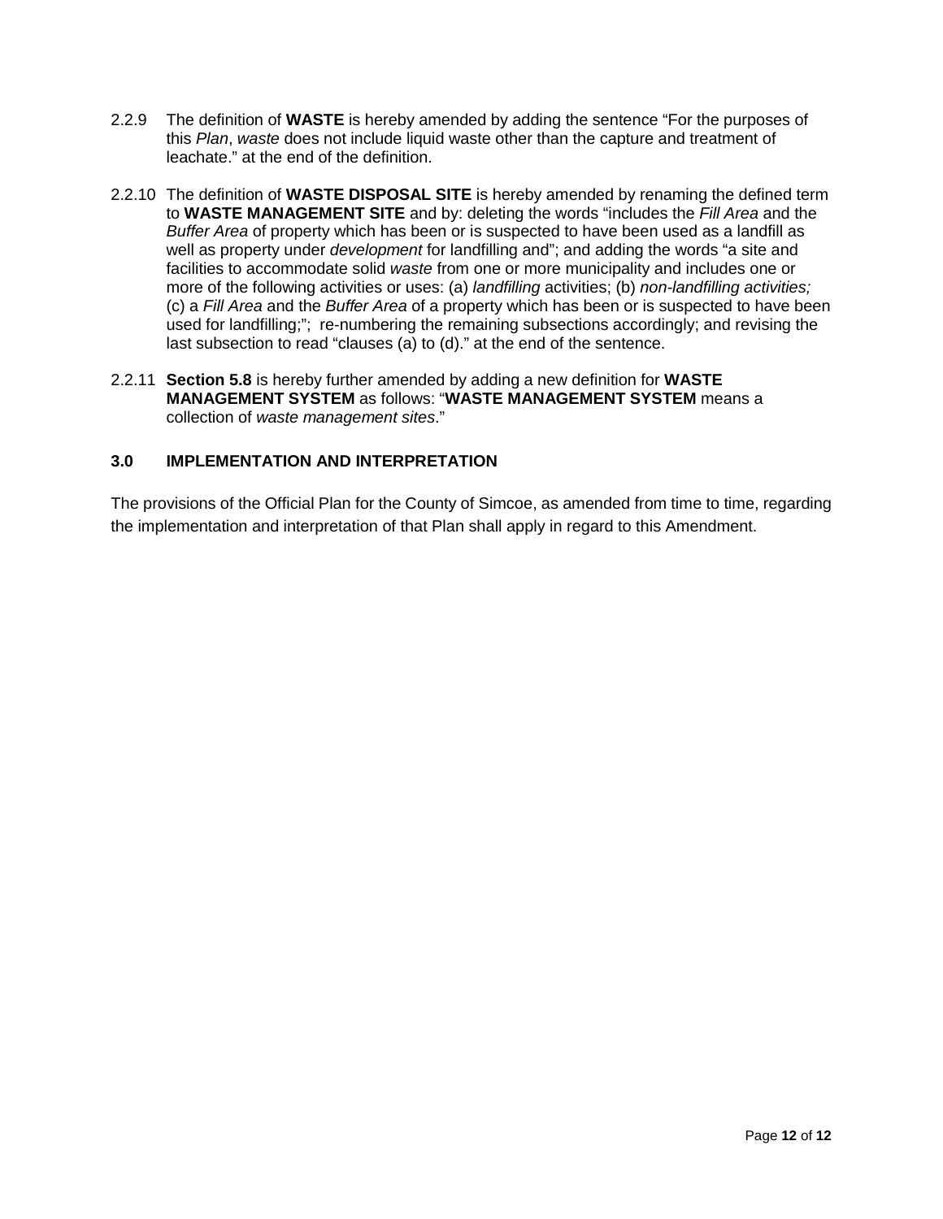2.2.9 The definition of **WASTE** is hereby amended by adding the sentence "For the purposes of this *Plan*, *waste* does not include liquid waste other than the capture and treatment of leachate." at the end of the definition.

2.2.10 The definition of **WASTE DISPOSAL SITE** is hereby amended by renaming the defined term to **WASTE MANAGEMENT SITE** and by: deleting the words "includes the *Fill Area* and the *Buffer Area* of property which has been or is suspected to have been used as a landfill as well as property under *development* for landfilling and"; and adding the words "a site and facilities to accommodate solid *waste* from one or more municipality and includes one or more of the following activities or uses: (a) *landfilling* activities; (b) *non-landfilling activities;* (c) a *Fill Area* and the *Buffer Area* of a property which has been or is suspected to have been used for landfilling;"; re-numbering the remaining subsections accordingly; and revising the last subsection to read "clauses (a) to (d)." at the end of the sentence.

2.2.11 **Section 5.8** is hereby further amended by adding a new definition for **WASTE MANAGEMENT SYSTEM** as follows: "**WASTE MANAGEMENT SYSTEM** means a collection of *waste management sites*."

### 3.0 IMPLEMENTATION AND INTERPRETATION

The provisions of the Official Plan for the County of Simcoe, as amended from time to time, regarding the implementation and interpretation of that Plan shall apply in regard to this Amendment.